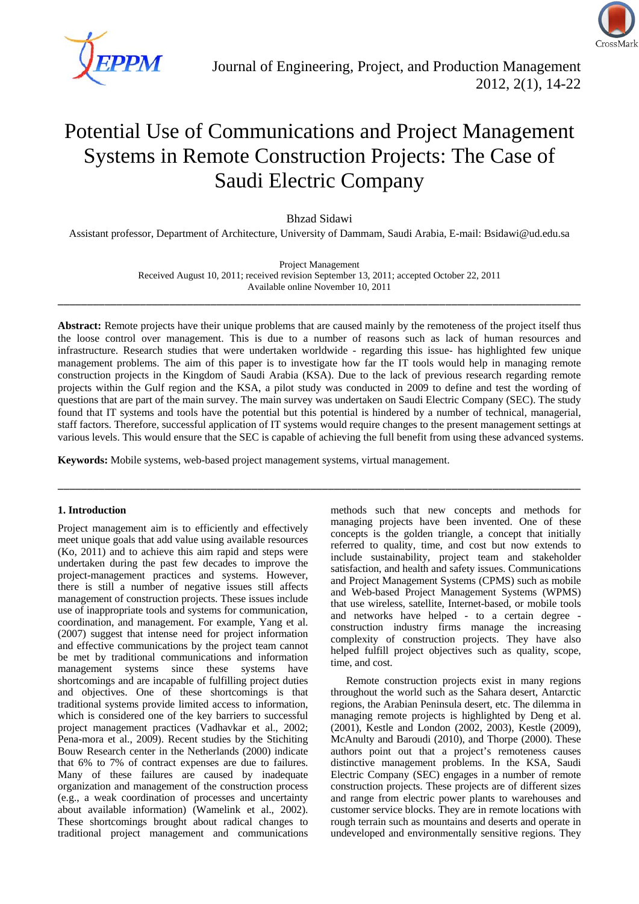# Potential Use of Communications and Project Management Systems in Remote Construction Projects: The Case of Saudi Electric Company

Bhzad Sidawi

Assistant professor, Department of Architecture, University of Dammam, Saudi Arabia, E-mail: Bsidawi@ud.edu.sa

Project Management

Received August 10, 2011; received revision September 13, 2011; accepted October 22, 2011

Available online November 10, 2011

---

**Abstract:** Remote projects have their unique problems that are caused mainly by the remoteness of the project itself thus the loose control over management. This is due to a number of reasons such as lack of human resources and infrastructure. Research studies that were undertaken worldwide - regarding this issue- has highlighted few unique management problems. The aim of this paper is to investigate how far the IT tools would help in managing remote construction projects in the Kingdom of Saudi Arabia (KSA). Due to the lack of previous research regarding remote projects within the Gulf region and the KSA, a pilot study was conducted in 2009 to define and test the wording of questions that are part of the main survey. The main survey was undertaken on Saudi Electric Company (SEC). The study found that IT systems and tools have the potential but this potential is hindered by a number of technical, managerial, staff factors. Therefore, successful application of IT systems would require changes to the present management settings at various levels. This would ensure that the SEC is capable of achieving the full benefit from using these advanced systems.

**Keywords:** Mobile systems, web-based project management systems, virtual management.

---

## 1. Introduction

Project management aim is to efficiently and effectively meet unique goals that add value using available resources (Ko, 2011) and to achieve this aim rapid and steps were undertaken during the past few decades to improve the project-management practices and systems. However, there is still a number of negative issues still affects management of construction projects. These issues include use of inappropriate tools and systems for communication, coordination, and management. For example, Yang et al. (2007) suggest that intense need for project information and effective communications by the project team cannot be met by traditional communications and information management systems since these systems have shortcomings and are incapable of fulfilling project duties and objectives. One of these shortcomings is that traditional systems provide limited access to information, which is considered one of the key barriers to successful project management practices (Vadhavkar et al., 2002; Pena-mora et al., 2009). Recent studies by the Stichiting Bouw Research center in the Netherlands (2000) indicate that 6% to 7% of contract expenses are due to failures. Many of these failures are caused by inadequate organization and management of the construction process (e.g., a weak coordination of processes and uncertainty about available information) (Wamelink et al., 2002). These shortcomings brought about radical changes to traditional project management and communications methods such that new concepts and methods for managing projects have been invented. One of these concepts is the golden triangle, a concept that initially referred to quality, time, and cost but now extends to include sustainability, project team and stakeholder satisfaction, and health and safety issues. Communications and Project Management Systems (CPMS) such as mobile and Web-based Project Management Systems (WPMS) that use wireless, satellite, Internet-based, or mobile tools and networks have helped - to a certain degree - construction industry firms manage the increasing complexity of construction projects. They have also helped fulfill project objectives such as quality, scope, time, and cost.

Remote construction projects exist in many regions throughout the world such as the Sahara desert, Antarctic regions, the Arabian Peninsula desert, etc. The dilemma in managing remote projects is highlighted by Deng et al. (2001), Kestle and London (2002, 2003), Kestle (2009), McAnulty and Baroudi (2010), and Thorpe (2000). These authors point out that a project's remoteness causes distinctive management problems. In the KSA, Saudi Electric Company (SEC) engages in a number of remote construction projects. These projects are of different sizes and range from electric power plants to warehouses and customer service blocks. They are in remote locations with rough terrain such as mountains and deserts and operate in undeveloped and environmentally sensitive regions. They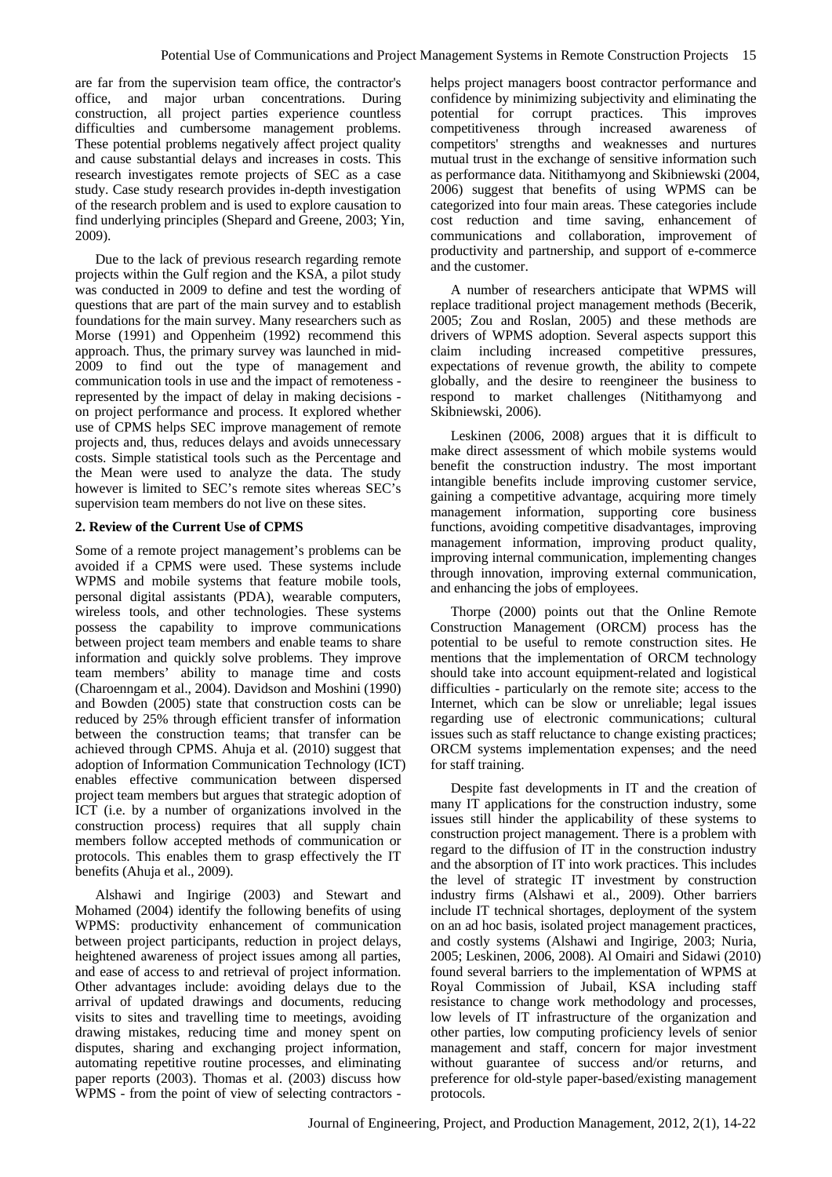are far from the supervision team office, the contractor's office, and major urban concentrations. During construction, all project parties experience countless difficulties and cumbersome management problems. These potential problems negatively affect project quality and cause substantial delays and increases in costs. This research investigates remote projects of SEC as a case study. Case study research provides in-depth investigation of the research problem and is used to explore causation to find underlying principles (Shepard and Greene, 2003; Yin, 2009).

Due to the lack of previous research regarding remote projects within the Gulf region and the KSA, a pilot study was conducted in 2009 to define and test the wording of questions that are part of the main survey and to establish foundations for the main survey. Many researchers such as Morse (1991) and Oppenheim (1992) recommend this approach. Thus, the primary survey was launched in mid-2009 to find out the type of management and communication tools in use and the impact of remoteness - represented by the impact of delay in making decisions - on project performance and process. It explored whether use of CPMS helps SEC improve management of remote projects and, thus, reduces delays and avoids unnecessary costs. Simple statistical tools such as the Percentage and the Mean were used to analyze the data. The study however is limited to SEC's remote sites whereas SEC's supervision team members do not live on these sites.

## 2. Review of the Current Use of CPMS

Some of a remote project management's problems can be avoided if a CPMS were used. These systems include WPMS and mobile systems that feature mobile tools, personal digital assistants (PDA), wearable computers, wireless tools, and other technologies. These systems possess the capability to improve communications between project team members and enable teams to share information and quickly solve problems. They improve team members' ability to manage time and costs (Charoenngam et al., 2004). Davidson and Moshini (1990) and Bowden (2005) state that construction costs can be reduced by 25% through efficient transfer of information between the construction teams; that transfer can be achieved through CPMS. Ahuja et al. (2010) suggest that adoption of Information Communication Technology (ICT) enables effective communication between dispersed project team members but argues that strategic adoption of ICT (i.e. by a number of organizations involved in the construction process) requires that all supply chain members follow accepted methods of communication or protocols. This enables them to grasp effectively the IT benefits (Ahuja et al., 2009).

Alshawi and Ingirige (2003) and Stewart and Mohamed (2004) identify the following benefits of using WPMS: productivity enhancement of communication between project participants, reduction in project delays, heightened awareness of project issues among all parties, and ease of access to and retrieval of project information. Other advantages include: avoiding delays due to the arrival of updated drawings and documents, reducing visits to sites and travelling time to meetings, avoiding drawing mistakes, reducing time and money spent on disputes, sharing and exchanging project information, automating repetitive routine processes, and eliminating paper reports (2003). Thomas et al. (2003) discuss how WPMS - from the point of view of selecting contractors - helps project managers boost contractor performance and confidence by minimizing subjectivity and eliminating the potential for corrupt practices. This improves competitiveness through increased awareness of competitors' strengths and weaknesses and nurtures mutual trust in the exchange of sensitive information such as performance data. Nitithamyong and Skibniewski (2004, 2006) suggest that benefits of using WPMS can be categorized into four main areas. These categories include cost reduction and time saving, enhancement of communications and collaboration, improvement of productivity and partnership, and support of e-commerce and the customer.

A number of researchers anticipate that WPMS will replace traditional project management methods (Becerik, 2005; Zou and Roslan, 2005) and these methods are drivers of WPMS adoption. Several aspects support this claim including increased competitive pressures, expectations of revenue growth, the ability to compete globally, and the desire to reengineer the business to respond to market challenges (Nitithamyong and Skibniewski, 2006).

Leskinen (2006, 2008) argues that it is difficult to make direct assessment of which mobile systems would benefit the construction industry. The most important intangible benefits include improving customer service, gaining a competitive advantage, acquiring more timely management information, supporting core business functions, avoiding competitive disadvantages, improving management information, improving product quality, improving internal communication, implementing changes through innovation, improving external communication, and enhancing the jobs of employees.

Thorpe (2000) points out that the Online Remote Construction Management (ORCM) process has the potential to be useful to remote construction sites. He mentions that the implementation of ORCM technology should take into account equipment-related and logistical difficulties - particularly on the remote site; access to the Internet, which can be slow or unreliable; legal issues regarding use of electronic communications; cultural issues such as staff reluctance to change existing practices; ORCM systems implementation expenses; and the need for staff training.

Despite fast developments in IT and the creation of many IT applications for the construction industry, some issues still hinder the applicability of these systems to construction project management. There is a problem with regard to the diffusion of IT in the construction industry and the absorption of IT into work practices. This includes the level of strategic IT investment by construction industry firms (Alshawi et al., 2009). Other barriers include IT technical shortages, deployment of the system on an ad hoc basis, isolated project management practices, and costly systems (Alshawi and Ingirige, 2003; Nuria, 2005; Leskinen, 2006, 2008). Al Omairi and Sidawi (2010) found several barriers to the implementation of WPMS at Royal Commission of Jubail, KSA including staff resistance to change work methodology and processes, low levels of IT infrastructure of the organization and other parties, low computing proficiency levels of senior management and staff, concern for major investment without guarantee of success and/or returns, and preference for old-style paper-based/existing management protocols.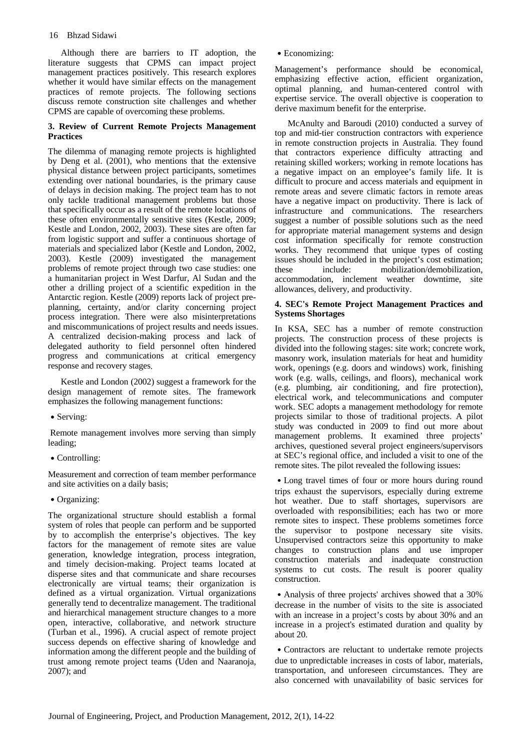Although there are barriers to IT adoption, the literature suggests that CPMS can impact project management practices positively. This research explores whether it would have similar effects on the management practices of remote projects. The following sections discuss remote construction site challenges and whether CPMS are capable of overcoming these problems.

## 3. Review of Current Remote Projects Management Practices

The dilemma of managing remote projects is highlighted by Deng et al. (2001), who mentions that the extensive physical distance between project participants, sometimes extending over national boundaries, is the primary cause of delays in decision making. The project team has to not only tackle traditional management problems but those that specifically occur as a result of the remote locations of these often environmentally sensitive sites (Kestle, 2009; Kestle and London, 2002, 2003). These sites are often far from logistic support and suffer a continuous shortage of materials and specialized labor (Kestle and London, 2002, 2003). Kestle (2009) investigated the management problems of remote project through two case studies: one a humanitarian project in West Darfur, Al Sudan and the other a drilling project of a scientific expedition in the Antarctic region. Kestle (2009) reports lack of project pre-planning, certainty, and/or clarity concerning project process integration. There were also misinterpretations and miscommunications of project results and needs issues. A centralized decision-making process and lack of delegated authority to field personnel often hindered progress and communications at critical emergency response and recovery stages.

Kestle and London (2002) suggest a framework for the design management of remote sites. The framework emphasizes the following management functions:

- Serving:

Remote management involves more serving than simply leading;

- Controlling:

Measurement and correction of team member performance and site activities on a daily basis;

- Organizing:

The organizational structure should establish a formal system of roles that people can perform and be supported by to accomplish the enterprise's objectives. The key factors for the management of remote sites are value generation, knowledge integration, process integration, and timely decision-making. Project teams located at disperse sites and that communicate and share recourses electronically are virtual teams; their organization is defined as a virtual organization. Virtual organizations generally tend to decentralize management. The traditional and hierarchical management structure changes to a more open, interactive, collaborative, and network structure (Turban et al., 1996). A crucial aspect of remote project success depends on effective sharing of knowledge and information among the different people and the building of trust among remote project teams (Uden and Naaranoja, 2007); and

- Economizing:

Management's performance should be economical, emphasizing effective action, efficient organization, optimal planning, and human-centered control with expertise service. The overall objective is cooperation to derive maximum benefit for the enterprise.

McAnulty and Baroudi (2010) conducted a survey of top and mid-tier construction contractors with experience in remote construction projects in Australia. They found that contractors experience difficulty attracting and retaining skilled workers; working in remote locations has a negative impact on an employee's family life. It is difficult to procure and access materials and equipment in remote areas and severe climatic factors in remote areas have a negative impact on productivity. There is lack of infrastructure and communications. The researchers suggest a number of possible solutions such as the need for appropriate material management systems and design cost information specifically for remote construction works. They recommend that unique types of costing issues should be included in the project's cost estimation; these include: mobilization/demobilization, accommodation, inclement weather downtime, site allowances, delivery, and productivity.

## 4. SEC's Remote Project Management Practices and Systems Shortages

In KSA, SEC has a number of remote construction projects. The construction process of these projects is divided into the following stages: site work; concrete work, masonry work, insulation materials for heat and humidity work, openings (e.g. doors and windows) work, finishing work (e.g. walls, ceilings, and floors), mechanical work (e.g. plumbing, air conditioning, and fire protection), electrical work, and telecommunications and computer work. SEC adopts a management methodology for remote projects similar to those of traditional projects. A pilot study was conducted in 2009 to find out more about management problems. It examined three projects' archives, questioned several project engineers/supervisors at SEC's regional office, and included a visit to one of the remote sites. The pilot revealed the following issues:

- Long travel times of four or more hours during round trips exhaust the supervisors, especially during extreme hot weather. Due to staff shortages, supervisors are overloaded with responsibilities; each has two or more remote sites to inspect. These problems sometimes force the supervisor to postpone necessary site visits. Unsupervised contractors seize this opportunity to make changes to construction plans and use improper construction materials and inadequate construction systems to cut costs. The result is poorer quality construction.

- Analysis of three projects' archives showed that a 30% decrease in the number of visits to the site is associated with an increase in a project's costs by about 30% and an increase in a project's estimated duration and quality by about 20.

- Contractors are reluctant to undertake remote projects due to unpredictable increases in costs of labor, materials, transportation, and unforeseen circumstances. They are also concerned with unavailability of basic services for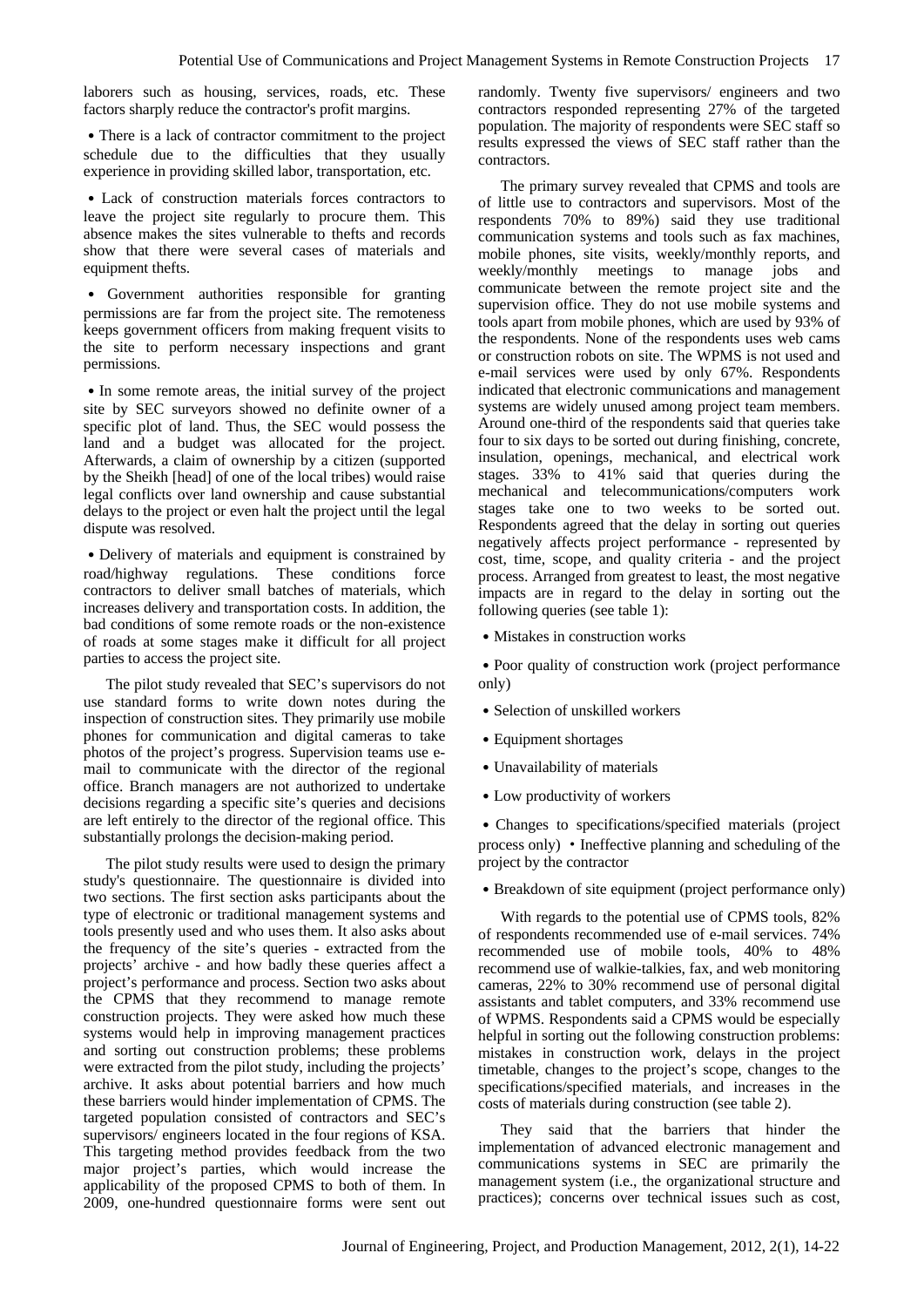laborers such as housing, services, roads, etc. These factors sharply reduce the contractor's profit margins.

- There is a lack of contractor commitment to the project schedule due to the difficulties that they usually experience in providing skilled labor, transportation, etc.

- Lack of construction materials forces contractors to leave the project site regularly to procure them. This absence makes the sites vulnerable to thefts and records show that there were several cases of materials and equipment thefts.

- Government authorities responsible for granting permissions are far from the project site. The remoteness keeps government officers from making frequent visits to the site to perform necessary inspections and grant permissions.

- In some remote areas, the initial survey of the project site by SEC surveyors showed no definite owner of a specific plot of land. Thus, the SEC would possess the land and a budget was allocated for the project. Afterwards, a claim of ownership by a citizen (supported by the Sheikh [head] of one of the local tribes) would raise legal conflicts over land ownership and cause substantial delays to the project or even halt the project until the legal dispute was resolved.

- Delivery of materials and equipment is constrained by road/highway regulations. These conditions force contractors to deliver small batches of materials, which increases delivery and transportation costs. In addition, the bad conditions of some remote roads or the non-existence of roads at some stages make it difficult for all project parties to access the project site.

The pilot study revealed that SEC's supervisors do not use standard forms to write down notes during the inspection of construction sites. They primarily use mobile phones for communication and digital cameras to take photos of the project's progress. Supervision teams use e-mail to communicate with the director of the regional office. Branch managers are not authorized to undertake decisions regarding a specific site's queries and decisions are left entirely to the director of the regional office. This substantially prolongs the decision-making period.

The pilot study results were used to design the primary study's questionnaire. The questionnaire is divided into two sections. The first section asks participants about the type of electronic or traditional management systems and tools presently used and who uses them. It also asks about the frequency of the site's queries - extracted from the projects' archive - and how badly these queries affect a project's performance and process. Section two asks about the CPMS that they recommend to manage remote construction projects. They were asked how much these systems would help in improving management practices and sorting out construction problems; these problems were extracted from the pilot study, including the projects' archive. It asks about potential barriers and how much these barriers would hinder implementation of CPMS. The targeted population consisted of contractors and SEC's supervisors/ engineers located in the four regions of KSA. This targeting method provides feedback from the two major project's parties, which would increase the applicability of the proposed CPMS to both of them. In 2009, one-hundred questionnaire forms were sent out randomly. Twenty five supervisors/ engineers and two contractors responded representing 27% of the targeted population. The majority of respondents were SEC staff so results expressed the views of SEC staff rather than the contractors.

The primary survey revealed that CPMS and tools are of little use to contractors and supervisors. Most of the respondents 70% to 89%) said they use traditional communication systems and tools such as fax machines, mobile phones, site visits, weekly/monthly reports, and weekly/monthly meetings to manage jobs and communicate between the remote project site and the supervision office. They do not use mobile systems and tools apart from mobile phones, which are used by 93% of the respondents. None of the respondents uses web cams or construction robots on site. The WPMS is not used and e-mail services were used by only 67%. Respondents indicated that electronic communications and management systems are widely unused among project team members. Around one-third of the respondents said that queries take four to six days to be sorted out during finishing, concrete, insulation, openings, mechanical, and electrical work stages. 33% to 41% said that queries during the mechanical and telecommunications/computers work stages take one to two weeks to be sorted out. Respondents agreed that the delay in sorting out queries negatively affects project performance - represented by cost, time, scope, and quality criteria - and the project process. Arranged from greatest to least, the most negative impacts are in regard to the delay in sorting out the following queries (see table 1):

- Mistakes in construction works
- Poor quality of construction work (project performance only)
- Selection of unskilled workers
- Equipment shortages
- Unavailability of materials
- Low productivity of workers
- Changes to specifications/specified materials (project process only)
- Ineffective planning and scheduling of the project by the contractor
- Breakdown of site equipment (project performance only)

With regards to the potential use of CPMS tools, 82% of respondents recommended use of e-mail services. 74% recommended use of mobile tools, 40% to 48% recommend use of walkie-talkies, fax, and web monitoring cameras, 22% to 30% recommend use of personal digital assistants and tablet computers, and 33% recommend use of WPMS. Respondents said a CPMS would be especially helpful in sorting out the following construction problems: mistakes in construction work, delays in the project timetable, changes to the project's scope, changes to the specifications/specified materials, and increases in the costs of materials during construction (see table 2).

They said that the barriers that hinder the implementation of advanced electronic management and communications systems in SEC are primarily the management system (i.e., the organizational structure and practices); concerns over technical issues such as cost,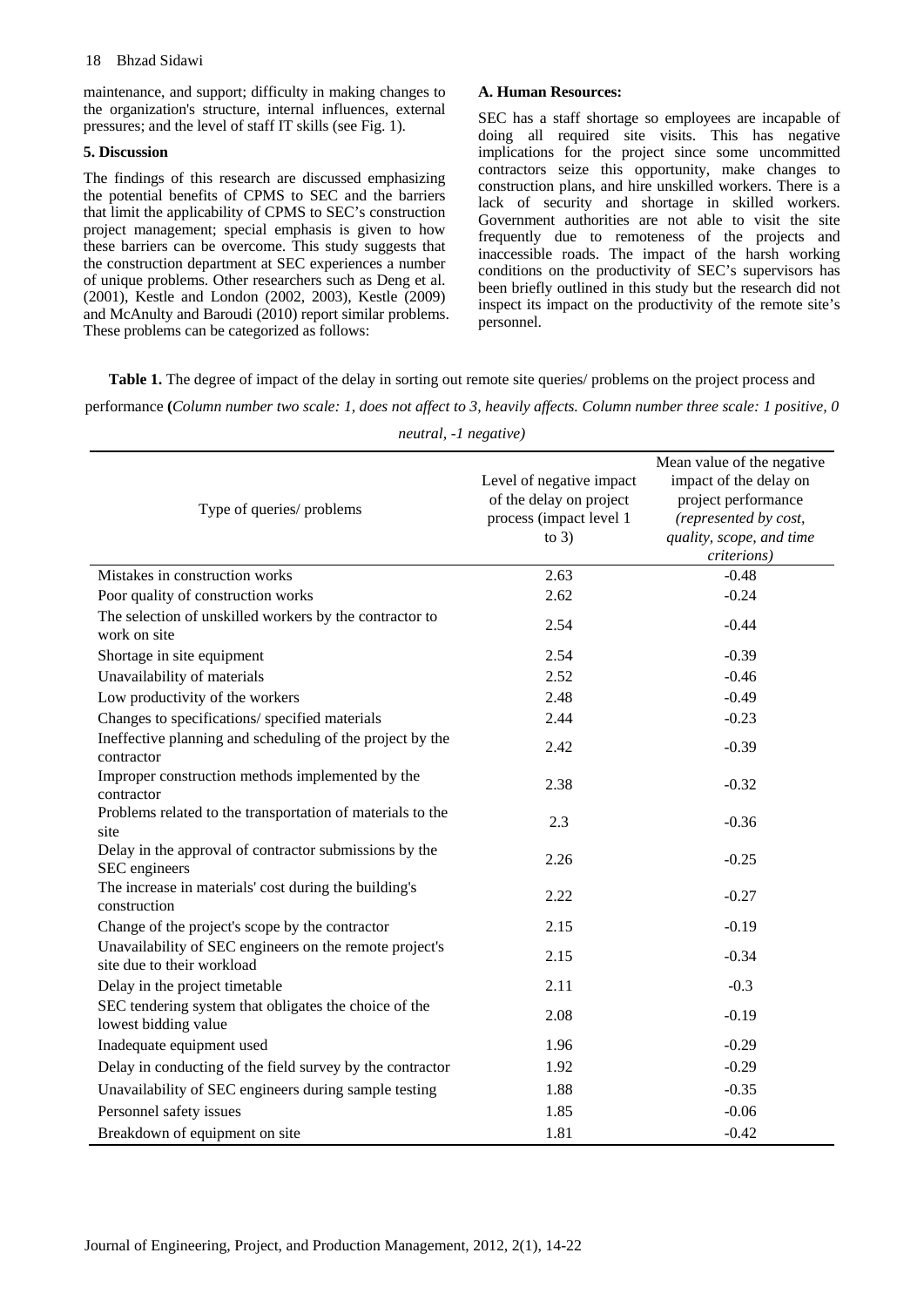maintenance, and support; difficulty in making changes to the organization's structure, internal influences, external pressures; and the level of staff IT skills (see Fig. 1).

## 5. Discussion

The findings of this research are discussed emphasizing the potential benefits of CPMS to SEC and the barriers that limit the applicability of CPMS to SEC's construction project management; special emphasis is given to how these barriers can be overcome. This study suggests that the construction department at SEC experiences a number of unique problems. Other researchers such as Deng et al. (2001), Kestle and London (2002, 2003), Kestle (2009) and McAnulty and Baroudi (2010) report similar problems. These problems can be categorized as follows:

### A. Human Resources:

SEC has a staff shortage so employees are incapable of doing all required site visits. This has negative implications for the project since some uncommitted contractors seize this opportunity, make changes to construction plans, and hire unskilled workers. There is a lack of security and shortage in skilled workers. Government authorities are not able to visit the site frequently due to remoteness of the projects and inaccessible roads. The impact of the harsh working conditions on the productivity of SEC's supervisors has been briefly outlined in this study but the research did not inspect its impact on the productivity of the remote site's personnel.

**Table 1.** The degree of impact of the delay in sorting out remote site queries/ problems on the project process and performance **(***Column number two scale: 1, does not affect to 3, heavily affects. Column number three scale: 1 positive, 0 neutral, -1 negative)*

| Type of queries/ problems | Level of negative impact of the delay on project process (impact level 1 to 3) | Mean value of the negative impact of the delay on project performance *(represented by cost, quality, scope, and time criterions)* |
|---|---|---|
| Mistakes in construction works | 2.63 | -0.48 |
| Poor quality of construction works | 2.62 | -0.24 |
| The selection of unskilled workers by the contractor to work on site | 2.54 | -0.44 |
| Shortage in site equipment | 2.54 | -0.39 |
| Unavailability of materials | 2.52 | -0.46 |
| Low productivity of the workers | 2.48 | -0.49 |
| Changes to specifications/ specified materials | 2.44 | -0.23 |
| Ineffective planning and scheduling of the project by the contractor | 2.42 | -0.39 |
| Improper construction methods implemented by the contractor | 2.38 | -0.32 |
| Problems related to the transportation of materials to the site | 2.3 | -0.36 |
| Delay in the approval of contractor submissions by the SEC engineers | 2.26 | -0.25 |
| The increase in materials' cost during the building's construction | 2.22 | -0.27 |
| Change of the project's scope by the contractor | 2.15 | -0.19 |
| Unavailability of SEC engineers on the remote project's site due to their workload | 2.15 | -0.34 |
| Delay in the project timetable | 2.11 | -0.3 |
| SEC tendering system that obligates the choice of the lowest bidding value | 2.08 | -0.19 |
| Inadequate equipment used | 1.96 | -0.29 |
| Delay in conducting of the field survey by the contractor | 1.92 | -0.29 |
| Unavailability of SEC engineers during sample testing | 1.88 | -0.35 |
| Personnel safety issues | 1.85 | -0.06 |
| Breakdown of equipment on site | 1.81 | -0.42 |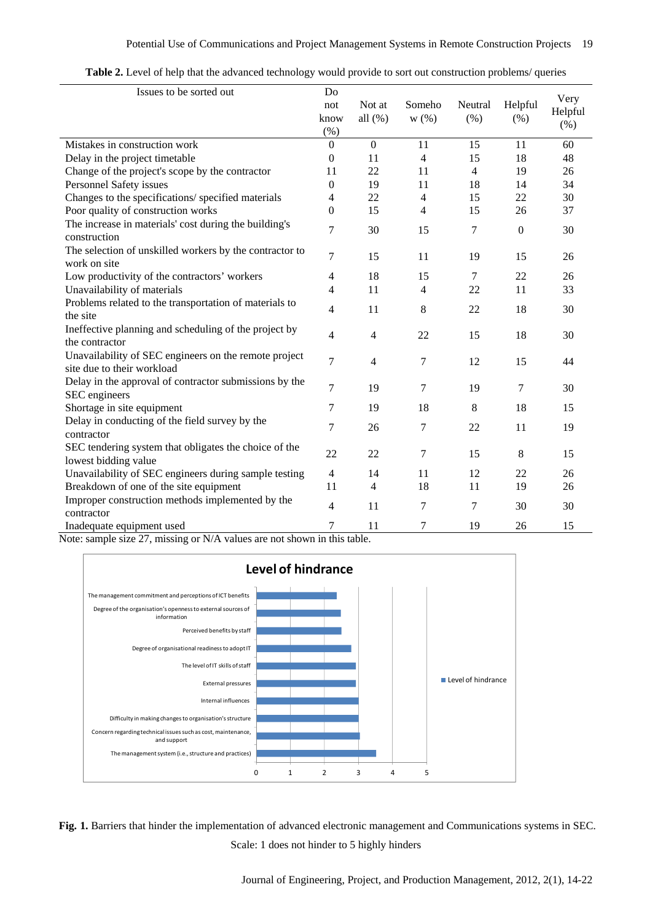**Table 2.** Level of help that the advanced technology would provide to sort out construction problems/ queries

| Issues to be sorted out | Do not know (%) | Not at all (%) | Somehow (%) | Neutral (%) | Helpful (%) | Very Helpful (%) |
|---|---|---|---|---|---|---|
| Mistakes in construction work | 0 | 0 | 11 | 15 | 11 | 60 |
| Delay in the project timetable | 0 | 11 | 4 | 15 | 18 | 48 |
| Change of the project's scope by the contractor | 11 | 22 | 11 | 4 | 19 | 26 |
| Personnel Safety issues | 0 | 19 | 11 | 18 | 14 | 34 |
| Changes to the specifications/ specified materials | 4 | 22 | 4 | 15 | 22 | 30 |
| Poor quality of construction works | 0 | 15 | 4 | 15 | 26 | 37 |
| The increase in materials' cost during the building's construction | 7 | 30 | 15 | 7 | 0 | 30 |
| The selection of unskilled workers by the contractor to work on site | 7 | 15 | 11 | 19 | 15 | 26 |
| Low productivity of the contractors' workers | 4 | 18 | 15 | 7 | 22 | 26 |
| Unavailability of materials | 4 | 11 | 4 | 22 | 11 | 33 |
| Problems related to the transportation of materials to the site | 4 | 11 | 8 | 22 | 18 | 30 |
| Ineffective planning and scheduling of the project by the contractor | 4 | 4 | 22 | 15 | 18 | 30 |
| Unavailability of SEC engineers on the remote project site due to their workload | 7 | 4 | 7 | 12 | 15 | 44 |
| Delay in the approval of contractor submissions by the SEC engineers | 7 | 19 | 7 | 19 | 7 | 30 |
| Shortage in site equipment | 7 | 19 | 18 | 8 | 18 | 15 |
| Delay in conducting of the field survey by the contractor | 7 | 26 | 7 | 22 | 11 | 19 |
| SEC tendering system that obligates the choice of the lowest bidding value | 22 | 22 | 7 | 15 | 8 | 15 |
| Unavailability of SEC engineers during sample testing | 4 | 14 | 11 | 12 | 22 | 26 |
| Breakdown of one of the site equipment | 11 | 4 | 18 | 11 | 19 | 26 |
| Improper construction methods implemented by the contractor | 4 | 11 | 7 | 7 | 30 | 30 |
| Inadequate equipment used | 7 | 11 | 7 | 19 | 26 | 15 |

Note: sample size 27, missing or N/A values are not shown in this table.

**Fig. 1.** Barriers that hinder the implementation of advanced electronic management and Communications systems in SEC. Scale: 1 does not hinder to 5 highly hinders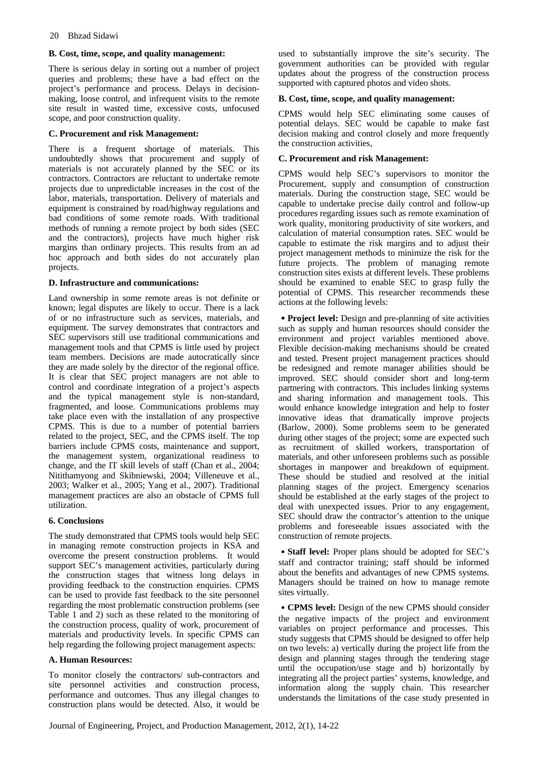## B. Cost, time, scope, and quality management:

There is serious delay in sorting out a number of project queries and problems; these have a bad effect on the project's performance and process. Delays in decision-making, loose control, and infrequent visits to the remote site result in wasted time, excessive costs, unfocused scope, and poor construction quality.

## C. Procurement and risk Management:

There is a frequent shortage of materials. This undoubtedly shows that procurement and supply of materials is not accurately planned by the SEC or its contractors. Contractors are reluctant to undertake remote projects due to unpredictable increases in the cost of the labor, materials, transportation. Delivery of materials and equipment is constrained by road/highway regulations and bad conditions of some remote roads. With traditional methods of running a remote project by both sides (SEC and the contractors), projects have much higher risk margins than ordinary projects. This results from an ad hoc approach and both sides do not accurately plan projects.

## D. Infrastructure and communications:

Land ownership in some remote areas is not definite or known; legal disputes are likely to occur. There is a lack of or no infrastructure such as services, materials, and equipment. The survey demonstrates that contractors and SEC supervisors still use traditional communications and management tools and that CPMS is little used by project team members. Decisions are made autocratically since they are made solely by the director of the regional office. It is clear that SEC project managers are not able to control and coordinate integration of a project's aspects and the typical management style is non-standard, fragmented, and loose. Communications problems may take place even with the installation of any prospective CPMS. This is due to a number of potential barriers related to the project, SEC, and the CPMS itself. The top barriers include CPMS costs, maintenance and support, the management system, organizational readiness to change, and the IT skill levels of staff (Chan et al., 2004; Nitithamyong and Skibniewski, 2004; Villeneuve et al., 2003; Walker et al., 2005; Yang et al., 2007). Traditional management practices are also an obstacle of CPMS full utilization.

# 6. Conclusions

The study demonstrated that CPMS tools would help SEC in managing remote construction projects in KSA and overcome the present construction problems. It would support SEC's management activities, particularly during the construction stages that witness long delays in providing feedback to the construction enquiries. CPMS can be used to provide fast feedback to the site personnel regarding the most problematic construction problems (see Table 1 and 2) such as these related to the monitoring of the construction process, quality of work, procurement of materials and productivity levels. In specific CPMS can help regarding the following project management aspects:

## A. Human Resources:

To monitor closely the contractors/ sub-contractors and site personnel activities and construction process, performance and outcomes. Thus any illegal changes to construction plans would be detected. Also, it would be used to substantially improve the site's security. The government authorities can be provided with regular updates about the progress of the construction process supported with captured photos and video shots.

## B. Cost, time, scope, and quality management:

CPMS would help SEC eliminating some causes of potential delays. SEC would be capable to make fast decision making and control closely and more frequently the construction activities,

## C. Procurement and risk Management:

CPMS would help SEC's supervisors to monitor the Procurement, supply and consumption of construction materials. During the construction stage, SEC would be capable to undertake precise daily control and follow-up procedures regarding issues such as remote examination of work quality, monitoring productivity of site workers, and calculation of material consumption rates. SEC would be capable to estimate the risk margins and to adjust their project management methods to minimize the risk for the future projects. The problem of managing remote construction sites exists at different levels. These problems should be examined to enable SEC to grasp fully the potential of CPMS. This researcher recommends these actions at the following levels:

- **Project level:** Design and pre-planning of site activities such as supply and human resources should consider the environment and project variables mentioned above. Flexible decision-making mechanisms should be created and tested. Present project management practices should be redesigned and remote manager abilities should be improved. SEC should consider short and long-term partnering with contractors. This includes linking systems and sharing information and management tools. This would enhance knowledge integration and help to foster innovative ideas that dramatically improve projects (Barlow, 2000). Some problems seem to be generated during other stages of the project; some are expected such as recruitment of skilled workers, transportation of materials, and other unforeseen problems such as possible shortages in manpower and breakdown of equipment. These should be studied and resolved at the initial planning stages of the project. Emergency scenarios should be established at the early stages of the project to deal with unexpected issues. Prior to any engagement, SEC should draw the contractor's attention to the unique problems and foreseeable issues associated with the construction of remote projects.

- **Staff level:** Proper plans should be adopted for SEC's staff and contractor training; staff should be informed about the benefits and advantages of new CPMS systems. Managers should be trained on how to manage remote sites virtually.

- **CPMS level:** Design of the new CPMS should consider the negative impacts of the project and environment variables on project performance and processes. This study suggests that CPMS should be designed to offer help on two levels: a) vertically during the project life from the design and planning stages through the tendering stage until the occupation/use stage and b) horizontally by integrating all the project parties' systems, knowledge, and information along the supply chain. This researcher understands the limitations of the case study presented in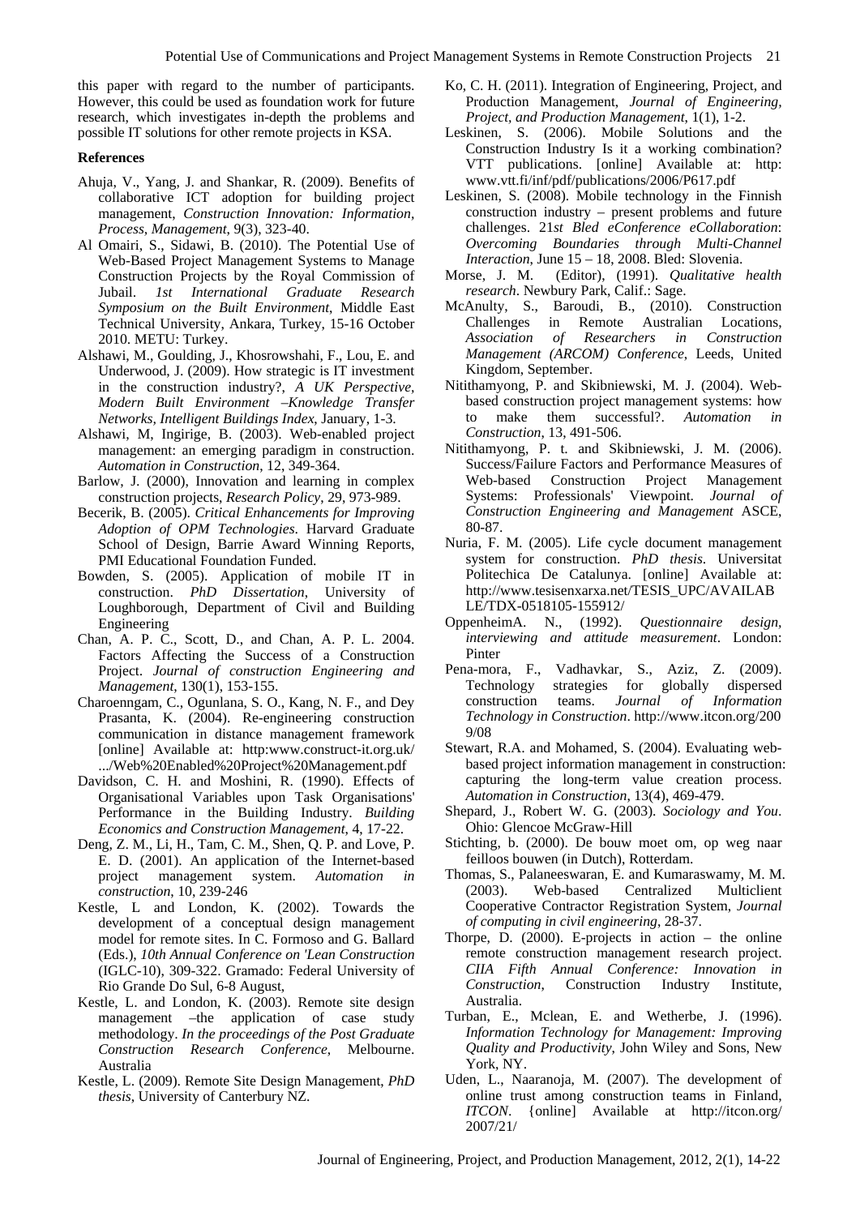this paper with regard to the number of participants. However, this could be used as foundation work for future research, which investigates in-depth the problems and possible IT solutions for other remote projects in KSA.

**References**

Ahuja, V., Yang, J. and Shankar, R. (2009). Benefits of collaborative ICT adoption for building project management, *Construction Innovation: Information, Process, Management*, 9(3), 323-40.

Al Omairi, S., Sidawi, B. (2010). The Potential Use of Web-Based Project Management Systems to Manage Construction Projects by the Royal Commission of Jubail. *1st International Graduate Research Symposium on the Built Environment*, Middle East Technical University, Ankara, Turkey, 15-16 October 2010. METU: Turkey.

Alshawi, M., Goulding, J., Khosrowshahi, F., Lou, E. and Underwood, J. (2009). How strategic is IT investment in the construction industry?, *A UK Perspective, Modern Built Environment –Knowledge Transfer Networks, Intelligent Buildings Index*, January, 1-3.

Alshawi, M, Ingirige, B. (2003). Web-enabled project management: an emerging paradigm in construction. *Automation in Construction*, 12, 349-364.

Barlow, J. (2000), Innovation and learning in complex construction projects, *Research Policy*, 29, 973-989.

Becerik, B. (2005). *Critical Enhancements for Improving Adoption of OPM Technologies*. Harvard Graduate School of Design, Barrie Award Winning Reports, PMI Educational Foundation Funded.

Bowden, S. (2005). Application of mobile IT in construction. *PhD Dissertation*, University of Loughborough, Department of Civil and Building Engineering

Chan, A. P. C., Scott, D., and Chan, A. P. L. 2004. Factors Affecting the Success of a Construction Project. *Journal of construction Engineering and Management*, 130(1), 153-155.

Charoenngam, C., Ogunlana, S. O., Kang, N. F., and Dey Prasanta, K. (2004). Re-engineering construction communication in distance management framework [online] Available at: http:www.construct-it.org.uk/ .../Web%20Enabled%20Project%20Management.pdf

Davidson, C. H. and Moshini, R. (1990). Effects of Organisational Variables upon Task Organisations' Performance in the Building Industry. *Building Economics and Construction Management*, 4, 17-22.

Deng, Z. M., Li, H., Tam, C. M., Shen, Q. P. and Love, P. E. D. (2001). An application of the Internet-based project management system. *Automation in construction*, 10, 239-246

Kestle, L and London, K. (2002). Towards the development of a conceptual design management model for remote sites. In C. Formoso and G. Ballard (Eds.), *10th Annual Conference on 'Lean Construction* (IGLC-10), 309-322. Gramado: Federal University of Rio Grande Do Sul, 6-8 August,

Kestle, L. and London, K. (2003). Remote site design management –the application of case study methodology. *In the proceedings of the Post Graduate Construction Research Conference*, Melbourne. Australia

Kestle, L. (2009). Remote Site Design Management, *PhD thesis*, University of Canterbury NZ.

Ko, C. H. (2011). Integration of Engineering, Project, and Production Management, *Journal of Engineering, Project, and Production Management*, 1(1), 1-2.

Leskinen, S. (2006). Mobile Solutions and the Construction Industry Is it a working combination? VTT publications. [online] Available at: http: www.vtt.fi/inf/pdf/publications/2006/P617.pdf

Leskinen, S. (2008). Mobile technology in the Finnish construction industry – present problems and future challenges. 21*st Bled eConference eCollaboration*: *Overcoming Boundaries through Multi-Channel Interaction*, June 15 – 18, 2008. Bled: Slovenia.

Morse, J. M. (Editor), (1991). *Qualitative health research*. Newbury Park, Calif.: Sage.

McAnulty, S., Baroudi, B., (2010). Construction Challenges in Remote Australian Locations, *Association of Researchers in Construction Management (ARCOM) Conference*, Leeds, United Kingdom, September.

Nitithamyong, P. and Skibniewski, M. J. (2004). Web-based construction project management systems: how to make them successful?. *Automation in Construction*, 13, 491-506.

Nitithamyong, P. t. and Skibniewski, J. M. (2006). Success/Failure Factors and Performance Measures of Web-based Construction Project Management Systems: Professionals' Viewpoint. *Journal of Construction Engineering and Management* ASCE, 80-87.

Nuria, F. M. (2005). Life cycle document management system for construction. *PhD thesis*. Universitat Politechica De Catalunya. [online] Available at: http://www.tesisenxarxa.net/TESIS_UPC/AVAILABLE/TDX-0518105-155912/

OppenheimA. N., (1992). *Questionnaire design, interviewing and attitude measurement*. London: Pinter

Pena-mora, F., Vadhavkar, S., Aziz, Z. (2009). Technology strategies for globally dispersed construction teams. *Journal of Information Technology in Construction*. http://www.itcon.org/2009/08

Stewart, R.A. and Mohamed, S. (2004). Evaluating web-based project information management in construction: capturing the long-term value creation process. *Automation in Construction*, 13(4), 469-479.

Shepard, J., Robert W. G. (2003). *Sociology and You*. Ohio: Glencoe McGraw-Hill

Stichting, b. (2000). De bouw moet om, op weg naar feilloos bouwen (in Dutch), Rotterdam.

Thomas, S., Palaneeswaran, E. and Kumaraswamy, M. M. (2003). Web-based Centralized Multiclient Cooperative Contractor Registration System, *Journal of computing in civil engineering*, 28-37.

Thorpe, D. (2000). E-projects in action – the online remote construction management research project. *CIIA Fifth Annual Conference: Innovation in Construction*, Construction Industry Institute, Australia.

Turban, E., Mclean, E. and Wetherbe, J. (1996). *Information Technology for Management: Improving Quality and Productivity*, John Wiley and Sons, New York, NY.

Uden, L., Naaranoja, M. (2007). The development of online trust among construction teams in Finland, *ITCON*. {online] Available at http://itcon.org/2007/21/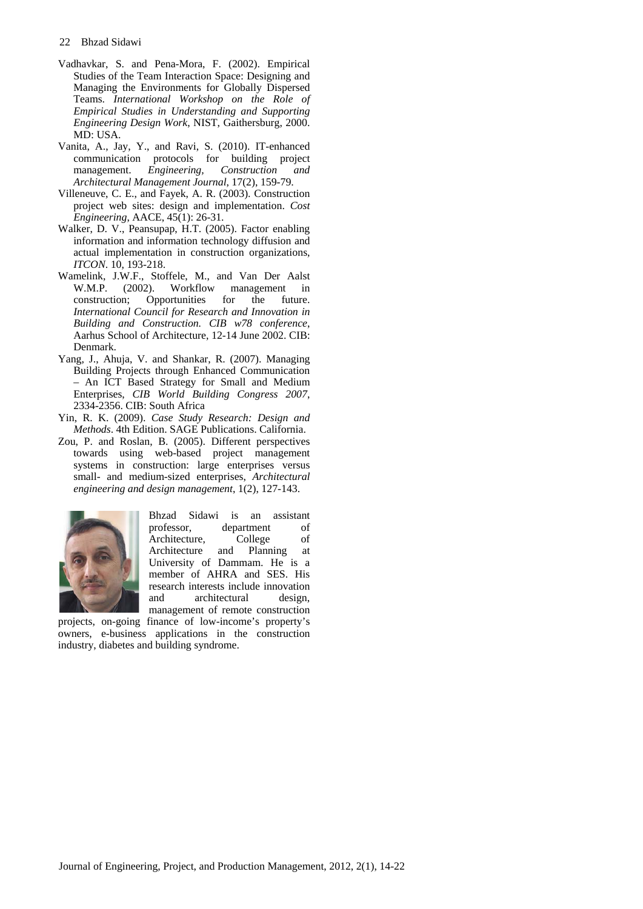Vadhavkar, S. and Pena-Mora, F. (2002). Empirical Studies of the Team Interaction Space: Designing and Managing the Environments for Globally Dispersed Teams. *International Workshop on the Role of Empirical Studies in Understanding and Supporting Engineering Design Work*, NIST, Gaithersburg, 2000. MD: USA.

Vanita, A., Jay, Y., and Ravi, S. (2010). IT-enhanced communication protocols for building project management. *Engineering, Construction and Architectural Management Journal*, 17(2), 159-79.

Villeneuve, C. E., and Fayek, A. R. (2003). Construction project web sites: design and implementation. *Cost Engineering*, AACE, 45(1): 26-31.

Walker, D. V., Peansupap, H.T. (2005). Factor enabling information and information technology diffusion and actual implementation in construction organizations, *ITCON*. 10, 193-218.

Wamelink, J.W.F., Stoffele, M., and Van Der Aalst W.M.P. (2002). Workflow management in construction; Opportunities for the future. *International Council for Research and Innovation in Building and Construction. CIB w78 conference*, Aarhus School of Architecture, 12-14 June 2002. CIB: Denmark.

Yang, J., Ahuja, V. and Shankar, R. (2007). Managing Building Projects through Enhanced Communication – An ICT Based Strategy for Small and Medium Enterprises, *CIB World Building Congress 2007*, 2334-2356. CIB: South Africa

Yin, R. K. (2009). *Case Study Research: Design and Methods*. 4th Edition. SAGE Publications. California.

Zou, P. and Roslan, B. (2005). Different perspectives towards using web-based project management systems in construction: large enterprises versus small- and medium-sized enterprises, *Architectural engineering and design management*, 1(2), 127-143.

Bhzad Sidawi is an assistant professor, department of Architecture, College of Architecture and Planning at University of Dammam. He is a member of AHRA and SES. His research interests include innovation and architectural design, management of remote construction projects, on-going finance of low-income's property's owners, e-business applications in the construction industry, diabetes and building syndrome.